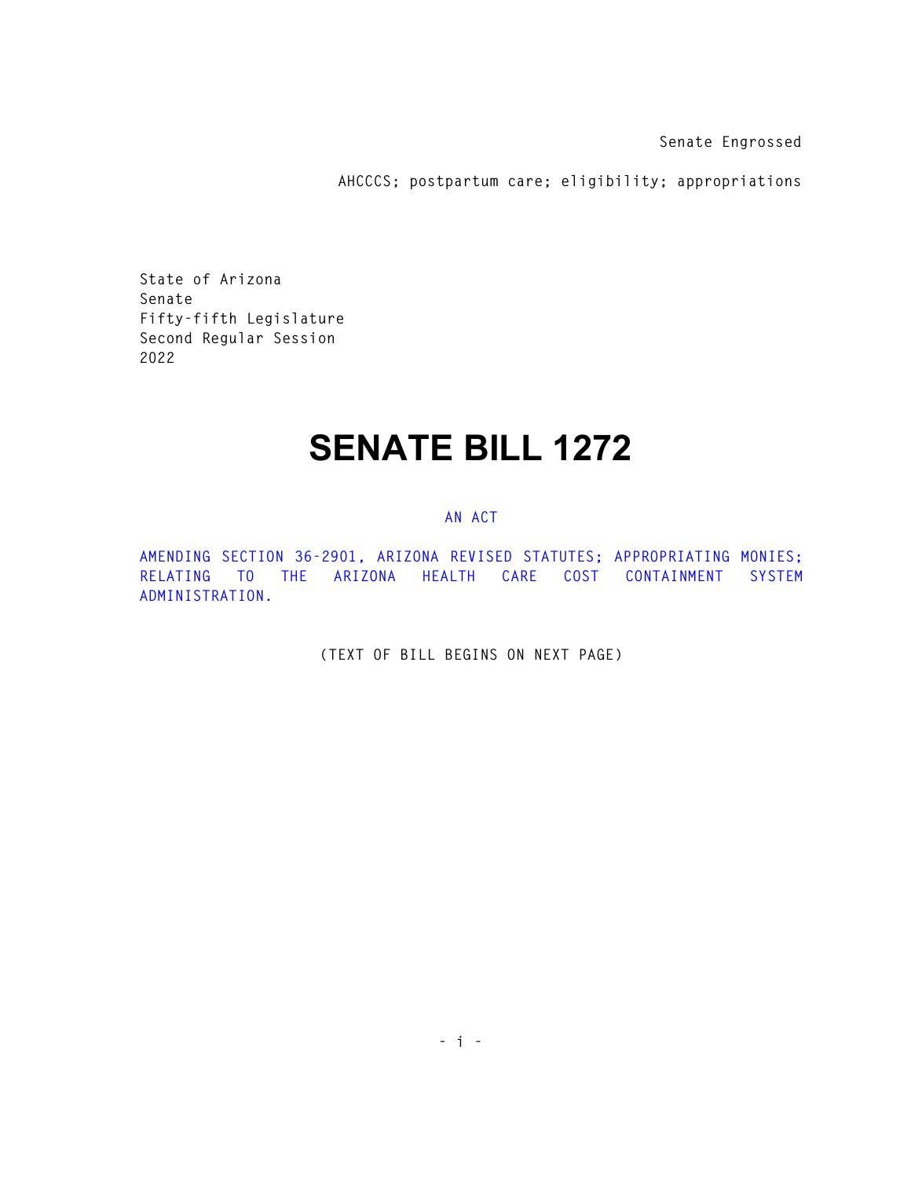Senate Engrossed

AHCCCS; postpartum care; eligibility; appropriations

State of Arizona
Senate
Fifty-fifth Legislature
Second Regular Session
2022

# SENATE BILL 1272

AN ACT

AMENDING SECTION 36-2901, ARIZONA REVISED STATUTES; APPROPRIATING MONIES; RELATING TO THE ARIZONA HEALTH CARE COST CONTAINMENT SYSTEM ADMINISTRATION.

(TEXT OF BILL BEGINS ON NEXT PAGE)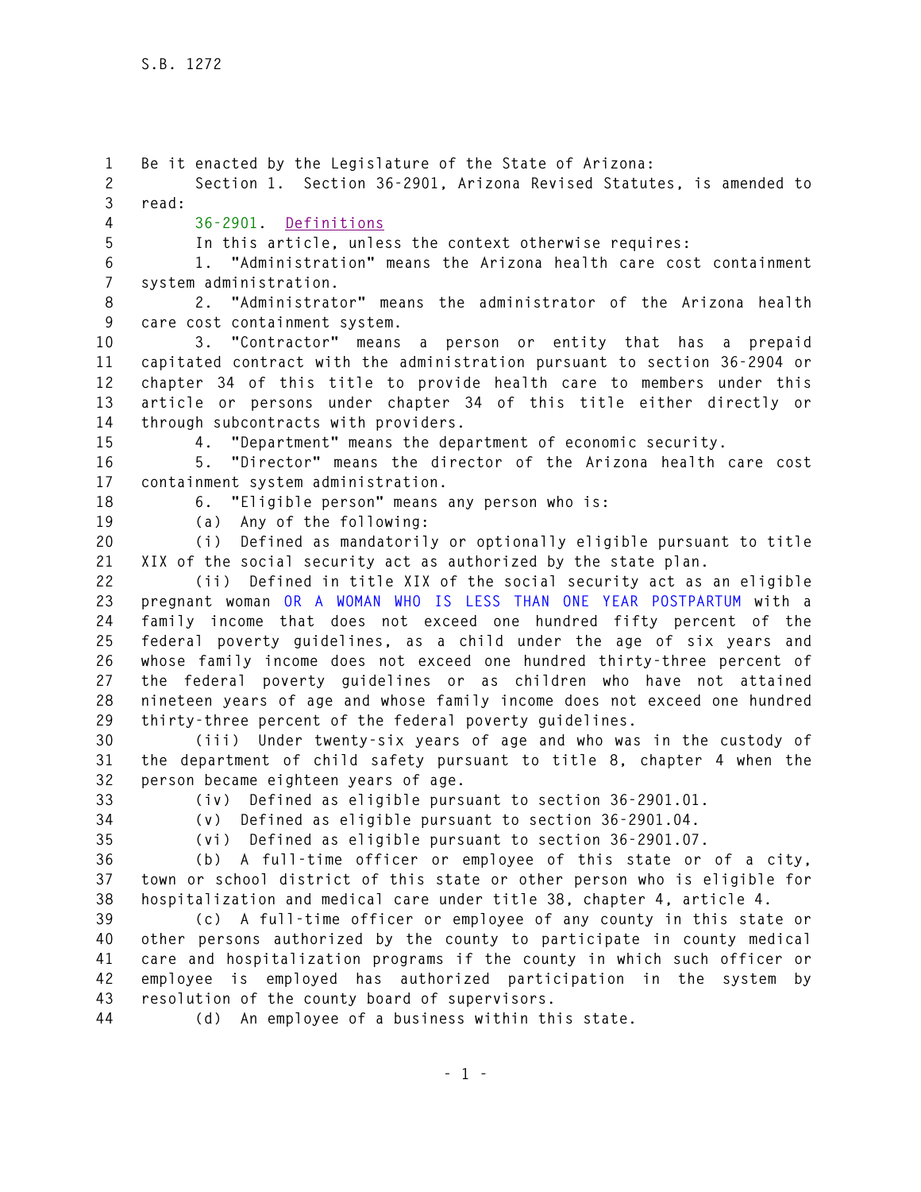Be it enacted by the Legislature of the State of Arizona:

Section 1. Section 36-2901, Arizona Revised Statutes, is amended to read:

36-2901. Definitions

In this article, unless the context otherwise requires:

1. "Administration" means the Arizona health care cost containment system administration.

2. "Administrator" means the administrator of the Arizona health care cost containment system.

3. "Contractor" means a person or entity that has a prepaid capitated contract with the administration pursuant to section 36-2904 or chapter 34 of this title to provide health care to members under this article or persons under chapter 34 of this title either directly or through subcontracts with providers.

4. "Department" means the department of economic security.

5. "Director" means the director of the Arizona health care cost containment system administration.

6. "Eligible person" means any person who is:

(a) Any of the following:

(i) Defined as mandatorily or optionally eligible pursuant to title XIX of the social security act as authorized by the state plan.

(ii) Defined in title XIX of the social security act as an eligible pregnant woman OR A WOMAN WHO IS LESS THAN ONE YEAR POSTPARTUM with a family income that does not exceed one hundred fifty percent of the federal poverty guidelines, as a child under the age of six years and whose family income does not exceed one hundred thirty-three percent of the federal poverty guidelines or as children who have not attained nineteen years of age and whose family income does not exceed one hundred thirty-three percent of the federal poverty guidelines.

(iii) Under twenty-six years of age and who was in the custody of the department of child safety pursuant to title 8, chapter 4 when the person became eighteen years of age.

(iv) Defined as eligible pursuant to section 36-2901.01.

(v) Defined as eligible pursuant to section 36-2901.04.

(vi) Defined as eligible pursuant to section 36-2901.07.

(b) A full-time officer or employee of this state or of a city, town or school district of this state or other person who is eligible for hospitalization and medical care under title 38, chapter 4, article 4.

(c) A full-time officer or employee of any county in this state or other persons authorized by the county to participate in county medical care and hospitalization programs if the county in which such officer or employee is employed has authorized participation in the system by resolution of the county board of supervisors.

(d) An employee of a business within this state.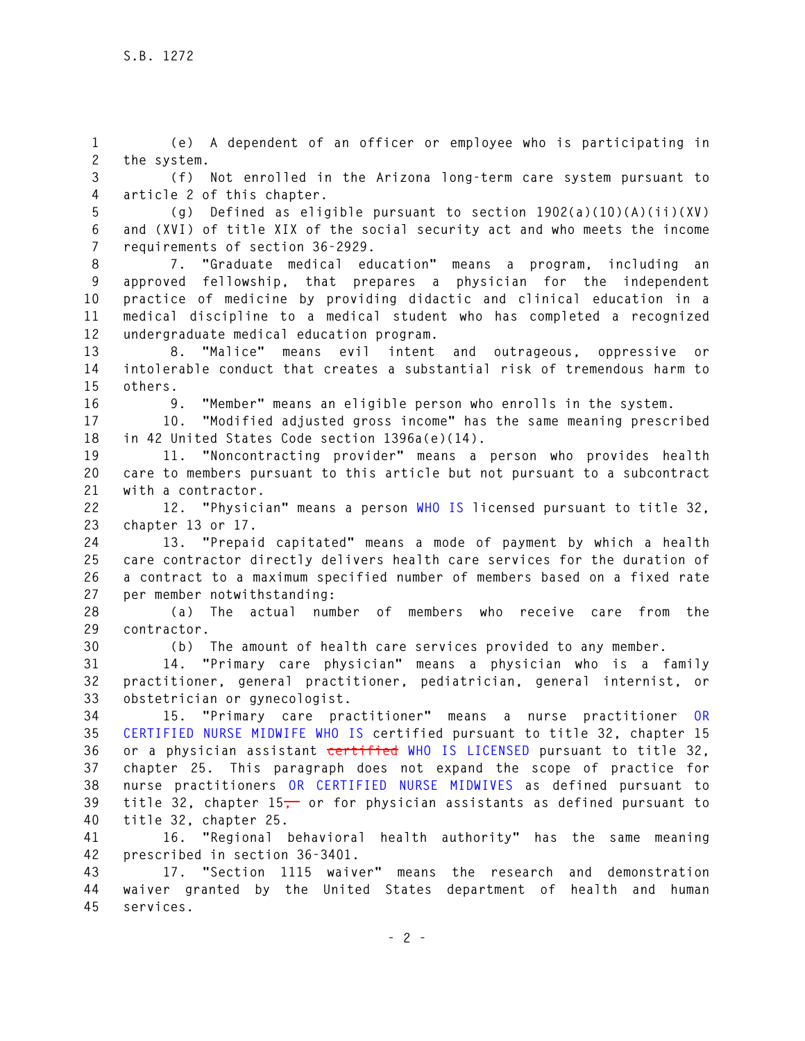(e) A dependent of an officer or employee who is participating in the system.

(f) Not enrolled in the Arizona long-term care system pursuant to article 2 of this chapter.

(g) Defined as eligible pursuant to section 1902(a)(10)(A)(ii)(XV) and (XVI) of title XIX of the social security act and who meets the income requirements of section 36-2929.

7. "Graduate medical education" means a program, including an approved fellowship, that prepares a physician for the independent practice of medicine by providing didactic and clinical education in a medical discipline to a medical student who has completed a recognized undergraduate medical education program.

8. "Malice" means evil intent and outrageous, oppressive or intolerable conduct that creates a substantial risk of tremendous harm to others.

9. "Member" means an eligible person who enrolls in the system.

10. "Modified adjusted gross income" has the same meaning prescribed in 42 United States Code section 1396a(e)(14).

11. "Noncontracting provider" means a person who provides health care to members pursuant to this article but not pursuant to a subcontract with a contractor.

12. "Physician" means a person WHO IS licensed pursuant to title 32, chapter 13 or 17.

13. "Prepaid capitated" means a mode of payment by which a health care contractor directly delivers health care services for the duration of a contract to a maximum specified number of members based on a fixed rate per member notwithstanding:

(a) The actual number of members who receive care from the contractor.

(b) The amount of health care services provided to any member.

14. "Primary care physician" means a physician who is a family practitioner, general practitioner, pediatrician, general internist, or obstetrician or gynecologist.

15. "Primary care practitioner" means a nurse practitioner OR CERTIFIED NURSE MIDWIFE WHO IS certified pursuant to title 32, chapter 15 or a physician assistant ~~certified~~ WHO IS LICENSED pursuant to title 32, chapter 25. This paragraph does not expand the scope of practice for nurse practitioners OR CERTIFIED NURSE MIDWIVES as defined pursuant to title 32, chapter 15~~,~~ or for physician assistants as defined pursuant to title 32, chapter 25.

16. "Regional behavioral health authority" has the same meaning prescribed in section 36-3401.

17. "Section 1115 waiver" means the research and demonstration waiver granted by the United States department of health and human services.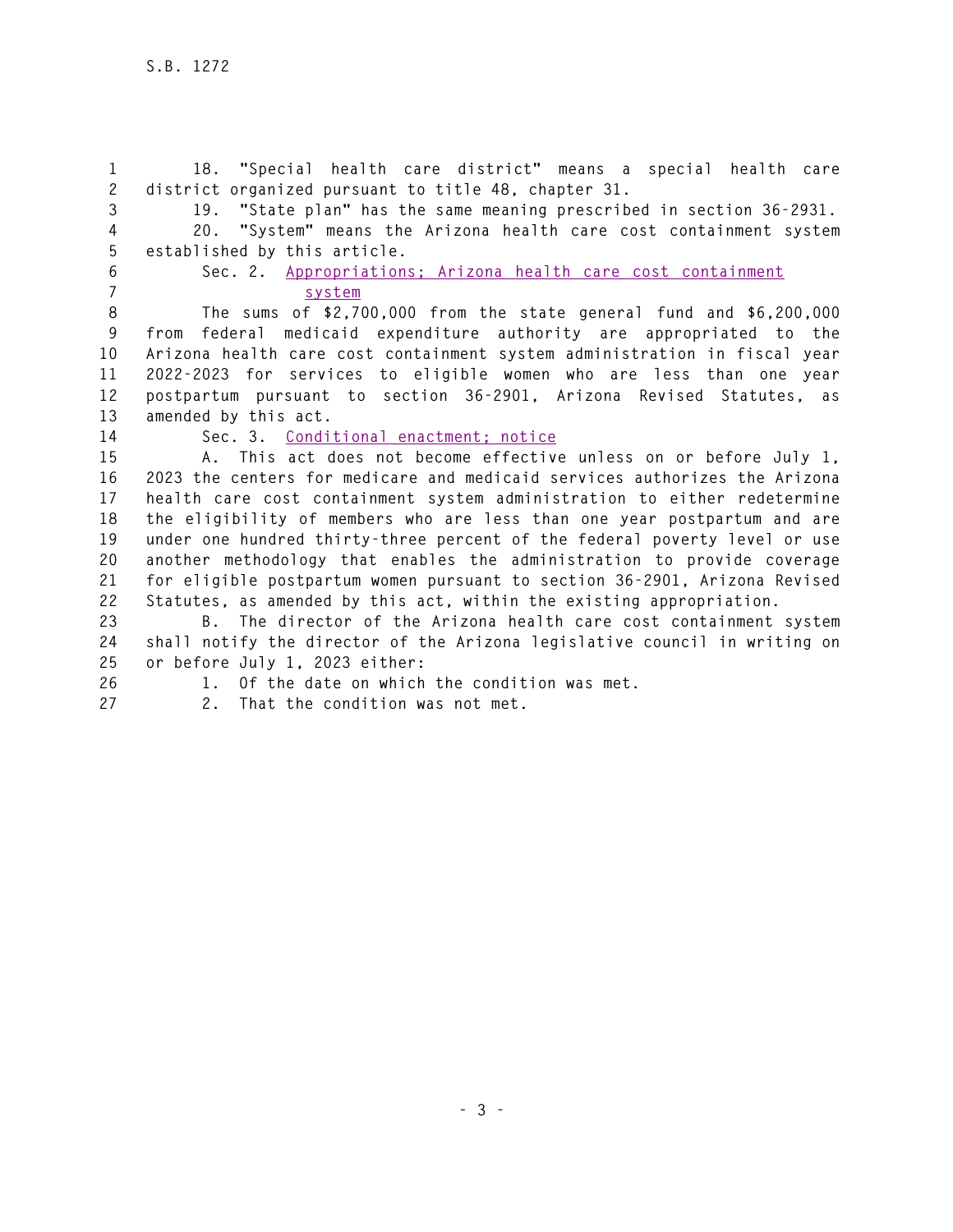18. "Special health care district" means a special health care district organized pursuant to title 48, chapter 31.

19. "State plan" has the same meaning prescribed in section 36-2931.

20. "System" means the Arizona health care cost containment system established by this article.

Sec. 2. Appropriations; Arizona health care cost containment system

The sums of $2,700,000 from the state general fund and $6,200,000 from federal medicaid expenditure authority are appropriated to the Arizona health care cost containment system administration in fiscal year 2022-2023 for services to eligible women who are less than one year postpartum pursuant to section 36-2901, Arizona Revised Statutes, as amended by this act.

Sec. 3. Conditional enactment; notice

A. This act does not become effective unless on or before July 1, 2023 the centers for medicare and medicaid services authorizes the Arizona health care cost containment system administration to either redetermine the eligibility of members who are less than one year postpartum and are under one hundred thirty-three percent of the federal poverty level or use another methodology that enables the administration to provide coverage for eligible postpartum women pursuant to section 36-2901, Arizona Revised Statutes, as amended by this act, within the existing appropriation.

B. The director of the Arizona health care cost containment system shall notify the director of the Arizona legislative council in writing on or before July 1, 2023 either:

1. Of the date on which the condition was met.

2. That the condition was not met.